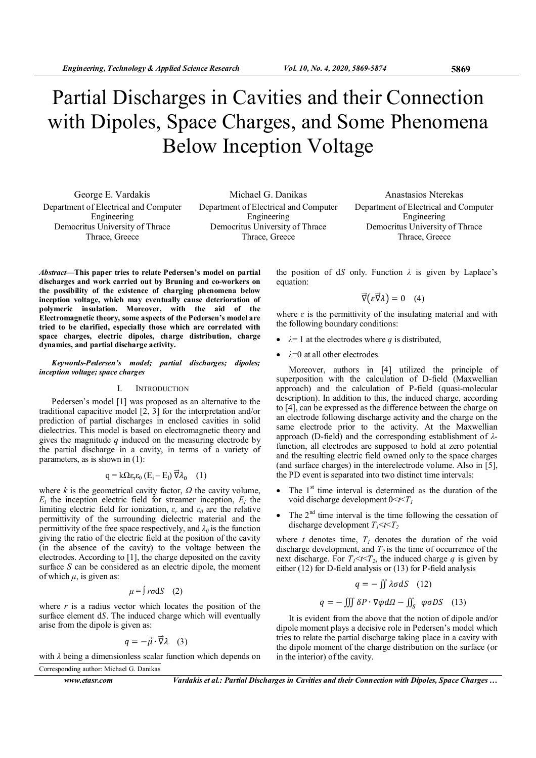# Partial Discharges in Cavities and their Connection with Dipoles, Space Charges, and Some Phenomena Below Inception Voltage

George E. Vardakis
Department of Electrical and Computer Engineering
Democritus University of Thrace
Thrace, Greece

Michael G. Danikas
Department of Electrical and Computer Engineering
Democritus University of Thrace
Thrace, Greece

Anastasios Nterekas
Department of Electrical and Computer Engineering
Democritus University of Thrace
Thrace, Greece

***Abstract*—This paper tries to relate Pedersen's model on partial discharges and work carried out by Bruning and co-workers on the possibility of the existence of charging phenomena below inception voltage, which may eventually cause deterioration of polymeric insulation. Moreover, with the aid of the Electromagnetic theory, some aspects of the Pedersen's model are tried to be clarified, especially those which are correlated with space charges, electric dipoles, charge distribution, charge dynamics, and partial discharge activity.**

***Keywords-Pedersen's model; partial discharges; dipoles; inception voltage; space charges***

## I. INTRODUCTION

Pedersen's model [1] was proposed as an alternative to the traditional capacitive model [2, 3] for the interpretation and/or prediction of partial discharges in enclosed cavities in solid dielectrics. This model is based on electromagnetic theory and gives the magnitude $q$ induced on the measuring electrode by the partial discharge in a cavity, in terms of a variety of parameters, as is shown in (1):

$$q = k\Omega\varepsilon_r\varepsilon_0 (E_i - E_l)\,\vec{\nabla}\lambda_0 \quad (1)$$

where $k$ is the geometrical cavity factor, $\Omega$ the cavity volume, $E_i$ the inception electric field for streamer inception, $E_l$ the limiting electric field for ionization, $\varepsilon_r$ and $\varepsilon_0$ are the relative permittivity of the surrounding dielectric material and the permittivity of the free space respectively, and $\lambda_0$ is the function giving the ratio of the electric field at the position of the cavity (in the absence of the cavity) to the voltage between the electrodes. According to [1], the charge deposited on the cavity surface $S$ can be considered as an electric dipole, the moment of which $\mu$, is given as:

$$\mu = \int r\sigma \mathrm{d}S \quad (2)$$

where $r$ is a radius vector which locates the position of the surface element d$S$. The induced charge which will eventually arise from the dipole is given as:

$$q = -\vec{\mu}\cdot\vec{\nabla}\lambda \quad (3)$$

with $\lambda$ being a dimensionless scalar function which depends on the position of d$S$ only. Function $\lambda$ is given by Laplace's equation:

$$\vec{\nabla}(\varepsilon\vec{\nabla}\lambda) = 0 \quad (4)$$

where $\varepsilon$ is the permittivity of the insulating material and with the following boundary conditions:

- $\lambda$= 1 at the electrodes where $q$ is distributed,
- $\lambda$=0 at all other electrodes.

Moreover, authors in [4] utilized the principle of superposition with the calculation of D-field (Maxwellian approach) and the calculation of P-field (quasi-molecular description). In addition to this, the induced charge, according to [4], can be expressed as the difference between the charge on an electrode following discharge activity and the charge on the same electrode prior to the activity. At the Maxwellian approach (D-field) and the corresponding establishment of $\lambda$-function, all electrodes are supposed to hold at zero potential and the resulting electric field owned only to the space charges (and surface charges) in the interelectrode volume. Also in [5], the PD event is separated into two distinct time intervals:

- The 1st time interval is determined as the duration of the void discharge development $0<t<T_1$
- The 2nd time interval is the time following the cessation of discharge development $T_1<t<T_2$

where $t$ denotes time, $T_1$ denotes the duration of the void discharge development, and $T_2$ is the time of occurrence of the next discharge. For $T_1<t<T_2$, the induced charge $q$ is given by either (12) for D-field analysis or (13) for P-field analysis

$$q = -\iint \lambda\sigma dS \quad (12)$$

$$q = -\iiint \delta P\cdot\nabla\varphi d\Omega - \iint_S \varphi\sigma DS \quad (13)$$

It is evident from the above that the notion of dipole and/or dipole moment plays a decisive role in Pedersen's model which tries to relate the partial discharge taking place in a cavity with the dipole moment of the charge distribution on the surface (or in the interior) of the cavity.

Corresponding author: Michael G. Danikas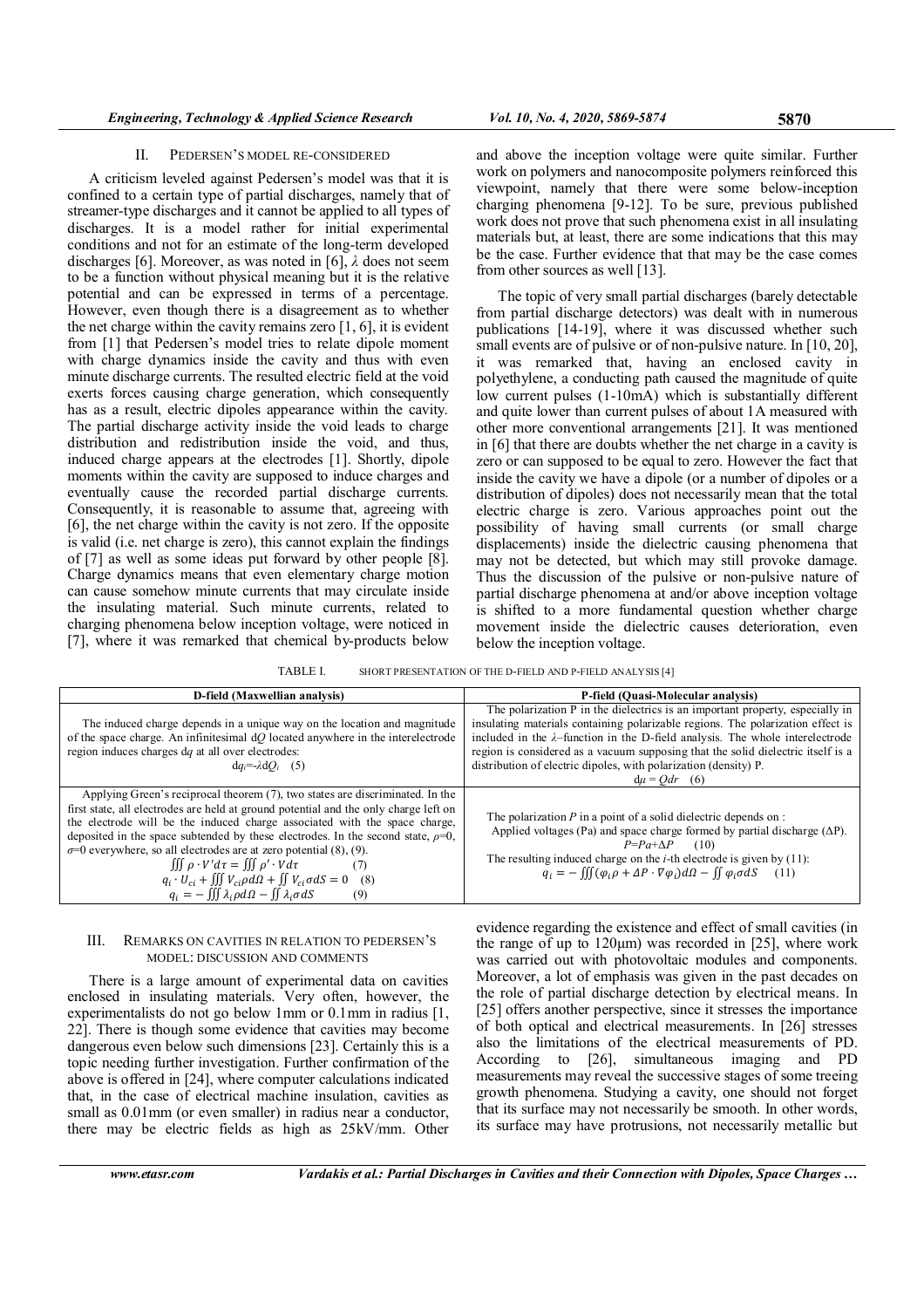## II. PEDERSEN'S MODEL RE-CONSIDERED

A criticism leveled against Pedersen's model was that it is confined to a certain type of partial discharges, namely that of streamer-type discharges and it cannot be applied to all types of discharges. It is a model rather for initial experimental conditions and not for an estimate of the long-term developed discharges [6]. Moreover, as was noted in [6], $\lambda$ does not seem to be a function without physical meaning but it is the relative potential and can be expressed in terms of a percentage. However, even though there is a disagreement as to whether the net charge within the cavity remains zero [1, 6], it is evident from [1] that Pedersen's model tries to relate dipole moment with charge dynamics inside the cavity and thus with even minute discharge currents. The resulted electric field at the void exerts forces causing charge generation, which consequently has as a result, electric dipoles appearance within the cavity. The partial discharge activity inside the void leads to charge distribution and redistribution inside the void, and thus, induced charge appears at the electrodes [1]. Shortly, dipole moments within the cavity are supposed to induce charges and eventually cause the recorded partial discharge currents. Consequently, it is reasonable to assume that, agreeing with [6], the net charge within the cavity is not zero. If the opposite is valid (i.e. net charge is zero), this cannot explain the findings of [7] as well as some ideas put forward by other people [8]. Charge dynamics means that even elementary charge motion can cause somehow minute currents that may circulate inside the insulating material. Such minute currents, related to charging phenomena below inception voltage, were noticed in [7], where it was remarked that chemical by-products below and above the inception voltage were quite similar. Further work on polymers and nanocomposite polymers reinforced this viewpoint, namely that there were some below-inception charging phenomena [9-12]. To be sure, previous published work does not prove that such phenomena exist in all insulating materials but, at least, there are some indications that this may be the case. Further evidence that that may be the case comes from other sources as well [13].

The topic of very small partial discharges (barely detectable from partial discharge detectors) was dealt with in numerous publications [14-19], where it was discussed whether such small events are of pulsive or of non-pulsive nature. In [10, 20], it was remarked that, having an enclosed cavity in polyethylene, a conducting path caused the magnitude of quite low current pulses (1-10mA) which is substantially different and quite lower than current pulses of about 1A measured with other more conventional arrangements [21]. It was mentioned in [6] that there are doubts whether the net charge in a cavity is zero or can supposed to be equal to zero. However the fact that inside the cavity we have a dipole (or a number of dipoles or a distribution of dipoles) does not necessarily mean that the total electric charge is zero. Various approaches point out the possibility of having small currents (or small charge displacements) inside the dielectric causing phenomena that may not be detected, but which may still provoke damage. Thus the discussion of the pulsive or non-pulsive nature of partial discharge phenomena at and/or above inception voltage is shifted to a more fundamental question whether charge movement inside the dielectric causes deterioration, even below the inception voltage.

TABLE I. SHORT PRESENTATION OF THE D-FIELD AND P-FIELD ANALYSIS [4]

| D-field (Maxwellian analysis) | P-field (Quasi-Molecular analysis) |
|---|---|
| The induced charge depends in a unique way on the location and magnitude of the space charge. An infinitesimal $dQ$ located anywhere in the interelectrode region induces charges $dq$ at all over electrodes: $dq_i=-\lambda dQ_i$ (5) | The polarization P in the dielectrics is an important property, especially in insulating materials containing polarizable regions. The polarization effect is included in the $\lambda$–function in the D-field analysis. The whole interelectrode region is considered as a vacuum supposing that the solid dielectric itself is a distribution of electric dipoles, with polarization (density) P. $d\mu = Qdr$ (6) |
| Applying Green's reciprocal theorem (7), two states are discriminated. In the first state, all electrodes are held at ground potential and the only charge left on the electrode will be the induced charge associated with the space charge, deposited in the space subtended by these electrodes. In the second state, $\rho$=0, $\sigma$=0 everywhere, so all electrodes are at zero potential (8), (9). $\iiint \rho \cdot V' d\tau = \iiint \rho' \cdot V d\tau$ (7) $q_i \cdot U_{ci} + \iiint V_{ci} \rho d\Omega + \iint V_{ci} \sigma dS = 0$ (8) $q_i = -\iiint \lambda_i \rho d\Omega - \iint \lambda_i \sigma dS$ (9) | The polarization $P$ in a point of a solid dielectric depends on : Applied voltages (Pa) and space charge formed by partial discharge ($\Delta$P). $P=Pa+\Delta P$ (10) The resulting induced charge on the $i$-th electrode is given by (11): $q_i = -\iiint (\varphi_i \rho + \Delta P \cdot \nabla \varphi_i) d\Omega - \iint \varphi_i \sigma dS$ (11) |

## III. REMARKS ON CAVITIES IN RELATION TO PEDERSEN'S MODEL: DISCUSSION AND COMMENTS

There is a large amount of experimental data on cavities enclosed in insulating materials. Very often, however, the experimentalists do not go below 1mm or 0.1mm in radius [1, 22]. There is though some evidence that cavities may become dangerous even below such dimensions [23]. Certainly this is a topic needing further investigation. Further confirmation of the above is offered in [24], where computer calculations indicated that, in the case of electrical machine insulation, cavities as small as 0.01mm (or even smaller) in radius near a conductor, there may be electric fields as high as 25kV/mm. Other evidence regarding the existence and effect of small cavities (in the range of up to 120μm) was recorded in [25], where work was carried out with photovoltaic modules and components. Moreover, a lot of emphasis was given in the past decades on the role of partial discharge detection by electrical means. In [25] offers another perspective, since it stresses the importance of both optical and electrical measurements. In [26] stresses also the limitations of the electrical measurements of PD. According to [26], simultaneous imaging and PD measurements may reveal the successive stages of some treeing growth phenomena. Studying a cavity, one should not forget that its surface may not necessarily be smooth. In other words, its surface may have protrusions, not necessarily metallic but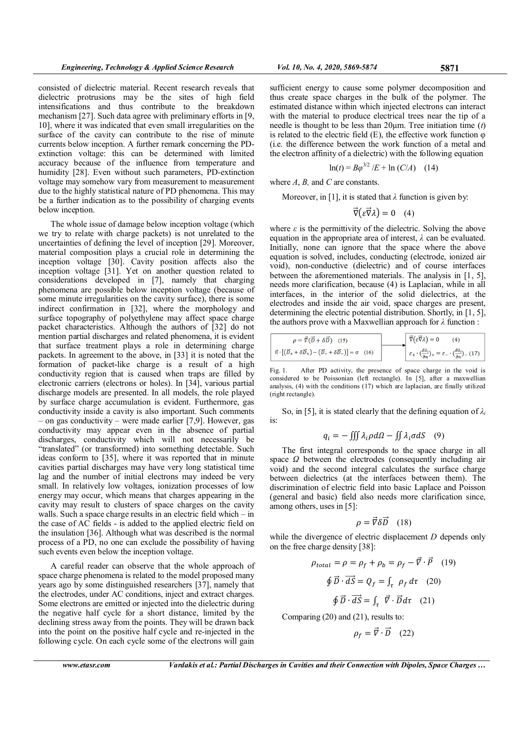consisted of dielectric material. Recent research reveals that dielectric protrusions may be the sites of high field intensifications and thus contribute to the breakdown mechanism [27]. Such data agree with preliminary efforts in [9, 10], where it was indicated that even small irregularities on the surface of the cavity can contribute to the rise of minute currents below inception. A further remark concerning the PD-extinction voltage: this can be determined with limited accuracy because of the influence from temperature and humidity [28]. Even without such parameters, PD-extinction voltage may somehow vary from measurement to measurement due to the highly statistical nature of PD phenomena. This may be a further indication as to the possibility of charging events below inception.

The whole issue of damage below inception voltage (which we try to relate with charge packets) is not unrelated to the uncertainties of defining the level of inception [29]. Moreover, material composition plays a crucial role in determining the inception voltage [30]. Cavity position affects also the inception voltage [31]. Yet on another question related to considerations developed in [7], namely that charging phenomena are possible below inception voltage (because of some minute irregularities on the cavity surface), there is some indirect confirmation in [32], where the morphology and surface topography of polyethylene may affect space charge packet characteristics. Although the authors of [32] do not mention partial discharges and related phenomena, it is evident that surface treatment plays a role in determining charge packets. In agreement to the above, in [33] it is noted that the formation of packet-like charge is a result of a high conductivity region that is caused when traps are filled by electronic carriers (electrons or holes). In [34], various partial discharge models are presented. In all models, the role played by surface charge accumulation is evident. Furthermore, gas conductivity inside a cavity is also important. Such comments – on gas conductivity – were made earlier [7,9]. However, gas conductivity may appear even in the absence of partial discharges, conductivity which will not necessarily be "translated" (or transformed) into something detectable. Such ideas conform to [35], where it was reported that in minute cavities partial discharges may have very long statistical time lag and the number of initial electrons may indeed be very small. In relatively low voltages, ionization processes of low energy may occur, which means that charges appearing in the cavity may result to clusters of space charges on the cavity walls. Such a space charge results in an electric field which – in the case of AC fields - is added to the applied electric field on the insulation [36]. Although what was described is the normal process of a PD, no one can exclude the possibility of having such events even below the inception voltage.

A careful reader can observe that the whole approach of space charge phenomena is related to the model proposed many years ago by some distinguished researchers [37], namely that the electrodes, under AC conditions, inject and extract charges. Some electrons are emitted or injected into the dielectric during the negative half cycle for a short distance, limited by the declining stress away from the points. They will be drawn back into the point on the positive half cycle and re-injected in the following cycle. On each cycle some of the electrons will gain sufficient energy to cause some polymer decomposition and thus create space charges in the bulk of the polymer. The estimated distance within which injected electrons can interact with the material to produce electrical trees near the tip of a needle is thought to be less than 20μm. Tree initiation time ($t$) is related to the electric field (E), the effective work function φ (i.e. the difference between the work function of a metal and the electron affinity of a dielectric) with the following equation

$$\ln(t) = B\varphi^{3/2}/E + \ln(C/A) \quad (14)$$

where $A$, $B$, and $C$ are constants.

Moreover, in [1], it is stated that $\lambda$ function is given by:

$$\vec{\nabla}(\varepsilon\vec{\nabla}\lambda) = 0 \quad (4)$$

where $\varepsilon$ is the permittivity of the dielectric. Solving the above equation in the appropriate area of interest, $\lambda$ can be evaluated. Initially, none can ignore that the space where the above equation is solved, includes, conducting (electrode, ionized air void), non-conductive (dielectric) and of course interfaces between the aforementioned materials. The analysis in [1, 5], needs more clarification, because (4) is Laplacian, while in all interfaces, in the interior of the solid dielectrics, at the electrodes and inside the air void, space charges are present, determining the electric potential distribution. Shortly, in [1, 5], the authors prove with a Maxwellian approach for $\lambda$ function :

$$\rho = \vec{\nabla}(\vec{D} + \delta\vec{D}) \quad (15)$$

$$\vec{n}\cdot[(\vec{D}_+ + \delta\vec{D}_+) - (\vec{D}_- + \delta\vec{D}_-)] = \sigma \quad (16)$$

$$\longrightarrow$$

$$\vec{\nabla}(\varepsilon\vec{\nabla}\lambda) = 0 \quad (4)$$

$$\varepsilon_+ \cdot \left(\frac{\partial\lambda_i}{\partial n}\right)_+ = \varepsilon_- \cdot \left(\frac{\partial\lambda_i}{\partial n}\right)_- \quad (17)$$

Fig. 1. After PD activity, the presence of space charge in the void is considered to be Poissonian (left rectangle). In [5], after a maxwellian analysis, (4) with the conditions (17) which are laplacian, are finally utilized (right rectangle).

So, in [5], it is stated clearly that the defining equation of $\lambda_i$ is:

$$q_i = -\iiint \lambda_i \rho d\Omega - \iint \lambda_i \sigma dS \quad (9)$$

The first integral corresponds to the space charge in all space $\Omega$ between the electrodes (consequently including air void) and the second integral calculates the surface charge between dielectrics (at the interfaces between them). The discrimination of electric field into basic Laplace and Poisson (general and basic) field also needs more clarification since, among others, uses in [5]:

$$\rho = \vec{\nabla}\delta\vec{D} \quad (18)$$

while the divergence of electric displacement $D$ depends only on the free charge density [38]:

$$\rho_{total} = \rho = \rho_f + \rho_b = \rho_f - \vec{\nabla}\cdot\vec{P} \quad (19)$$

$$\oint \vec{D}\cdot\vec{dS} = Q_f = \int_\tau \rho_f\, d\tau \quad (20)$$

$$\oint \vec{D}\cdot\vec{dS} = \int_\tau \vec{\nabla}\cdot\vec{D} d\tau \quad (21)$$

Comparing (20) and (21), results to:

$$\rho_f = \vec{\nabla}\cdot\vec{D} \quad (22)$$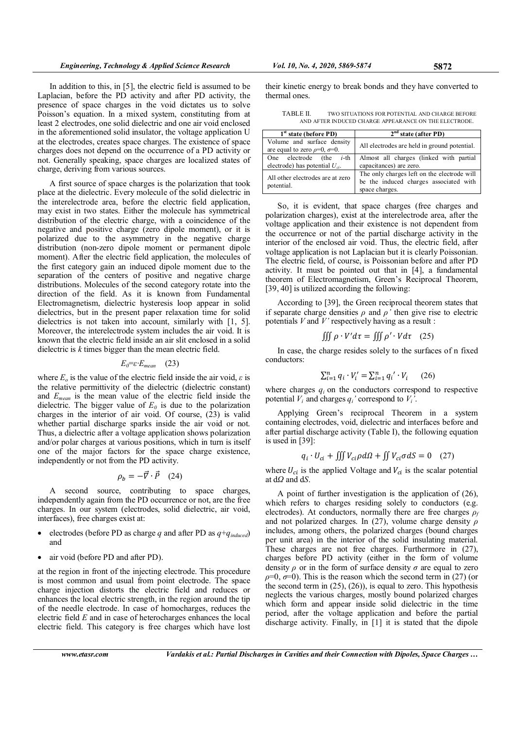In addition to this, in [5], the electric field is assumed to be Laplacian, before the PD activity and after PD activity, the presence of space charges in the void dictates us to solve Poisson's equation. In a mixed system, constituting from at least 2 electrodes, one solid dielectric and one air void enclosed in the aforementioned solid insulator, the voltage application U at the electrodes, creates space charges. The existence of space charges does not depend on the occurrence of a PD activity or not. Generally speaking, space charges are localized states of charge, deriving from various sources.

A first source of space charges is the polarization that took place at the dielectric. Every molecule of the solid dielectric in the interelectrode area, before the electric field application, may exist in two states. Either the molecule has symmetrical distribution of the electric charge, with a coincidence of the negative and positive charge (zero dipole moment), or it is polarized due to the asymmetry in the negative charge distribution (non-zero dipole moment or permanent dipole moment). After the electric field application, the molecules of the first category gain an induced dipole moment due to the separation of the centers of positive and negative charge distributions. Molecules of the second category rotate into the direction of the field. As it is known from Fundamental Electromagnetism, dielectric hysteresis loop appear in solid dielectrics, but in the present paper relaxation time for solid dielectrics is not taken into account, similarly with [1, 5]. Moreover, the interelectrode system includes the air void. It is known that the electric field inside an air slit enclosed in a solid dielectric is *k* times bigger than the mean electric field.

$$E_0=\varepsilon\cdot E_{mean} \quad (23)$$

where $E_o$ is the value of the electric field inside the air void, $\varepsilon$ is the relative permittivity of the dielectric (dielectric constant) and $E_{mean}$ is the mean value of the electric field inside the dielectric. The bigger value of $E_0$ is due to the polarization charges in the interior of air void. Of course, (23) is valid whether partial discharge sparks inside the air void or not. Thus, a dielectric after a voltage application shows polarization and/or polar charges at various positions, which in turn is itself one of the major factors for the space charge existence, independently or not from the PD activity.

$$\rho_b=-\vec{\nabla}\cdot\vec{P} \quad (24)$$

A second source, contributing to space charges, independently again from the PD occurrence or not, are the free charges. In our system (electrodes, solid dielectric, air void, interfaces), free charges exist at:

- electrodes (before PD as charge $q$ and after PD as $q+q_{induced}$) and
- air void (before PD and after PD).

at the region in front of the injecting electrode. This procedure is most common and usual from point electrode. The space charge injection distorts the electric field and reduces or enhances the local electric strength, in the region around the tip of the needle electrode. In case of homocharges, reduces the electric field $E$ and in case of heterocharges enhances the local electric field. This category is free charges which have lost their kinetic energy to break bonds and they have converted to thermal ones.

TABLE II. TWO SITUATIONS FOR POTENTIAL AND CHARGE BEFORE AND AFTER INDUCED CHARGE APPEARANCE ON THE ELECTRODE.

| 1st state (before PD) | 2nd state (after PD) |
|---|---|
| Volume and surface density are equal to zero $\rho$=0, $\sigma$=0. | All electrodes are held in ground potential. |
| One electrode (the *i*-th electrode) has potential $U_{ci}$. | Almost all charges (linked with partial capacitances) are zero. |
| All other electrodes are at zero potential. | The only charges left on the electrode will be the induced charges associated with space charges. |

So, it is evident, that space charges (free charges and polarization charges), exist at the interelectrode area, after the voltage application and their existence is not dependent from the occurrence or not of the partial discharge activity in the interior of the enclosed air void. Thus, the electric field, after voltage application is not Laplacian but it is clearly Poissonian. The electric field, of course, is Poissonian before and after PD activity. It must be pointed out that in [4], a fundamental theorem of Electromagnetism, Green's Reciprocal Theorem, [39, 40] is utilized according the following:

According to [39], the Green reciprocal theorem states that if separate charge densities $\rho$ and $\rho'$ then give rise to electric potentials $V$ and $V'$ respectively having as a result :

$$\iiint \rho\cdot V' d\tau=\iiint \rho'\cdot V d\tau \quad (25)$$

In case, the charge resides solely to the surfaces of n fixed conductors:

$$\sum_{i=1}^{n} q_i\cdot V_i'=\sum_{i=1}^{n} q_i'\cdot V_i \quad (26)$$

where charges $q_i$ on the conductors correspond to respective potential $V_i$ and charges $q_i'$ correspond to $V_i'$.

Applying Green's reciprocal Theorem in a system containing electrodes, void, dielectric and interfaces before and after partial discharge activity (Table I), the following equation is used in [39]:

$$q_i\cdot U_{ci}+\iiint V_{ci}\rho d\Omega+\iint V_{ci}\sigma dS=0 \quad (27)$$

where $U_{ci}$ is the applied Voltage and $V_{ci}$ is the scalar potential at $d\Omega$ and $dS$.

A point of further investigation is the application of (26), which refers to charges residing solely to conductors (e.g. electrodes). At conductors, normally there are free charges $\rho_f$ and not polarized charges. In (27), volume charge density $\rho$ includes, among others, the polarized charges (bound charges per unit area) in the interior of the solid insulating material. These charges are not free charges. Furthermore in (27), charges before PD activity (either in the form of volume density $\rho$ or in the form of surface density $\sigma$ are equal to zero $\rho$=0, $\sigma$=0). This is the reason which the second term in (27) (or the second term in (25), (26)), is equal to zero. This hypothesis neglects the various charges, mostly bound polarized charges which form and appear inside solid dielectric in the time period, after the voltage application and before the partial discharge activity. Finally, in [1] it is stated that the dipole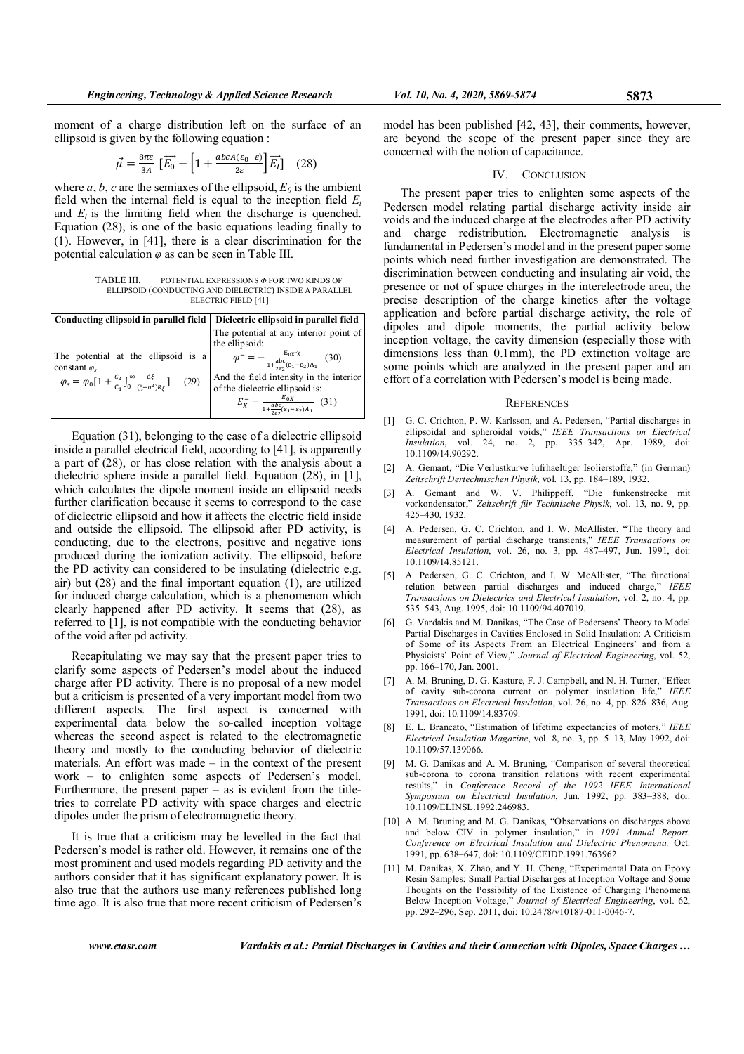moment of a charge distribution left on the surface of an ellipsoid is given by the following equation :

$$\vec{\mu} = \frac{8\pi\varepsilon}{3A}\left[\overrightarrow{E_0} - \left[1 + \frac{abcA(\varepsilon_0 - \varepsilon)}{2\varepsilon}\right]\overrightarrow{E_l}\right] \quad (28)$$

where $a$, $b$, $c$ are the semiaxes of the ellipsoid, $E_0$ is the ambient field when the internal field is equal to the inception field $E_i$ and $E_l$ is the limiting field when the discharge is quenched. Equation (28), is one of the basic equations leading finally to (1). However, in [41], there is a clear discrimination for the potential calculation $\varphi$ as can be seen in Table III.

TABLE III. POTENTIAL EXPRESSIONS $\Phi$ FOR TWO KINDS OF ELLIPSOID (CONDUCTING AND DIELECTRIC) INSIDE A PARALLEL ELECTRIC FIELD [41]

| Conducting ellipsoid in parallel field | Dielectric ellipsoid in parallel field |
|---|---|
| The potential at the ellipsoid is a constant $\varphi_s$ $\varphi_s = \varphi_0\left[1 + \frac{C_2}{C_1}\int_0^\infty \frac{d\xi}{(\xi + a^2)R_\xi}\right]$ (29) | The potential at any interior point of the ellipsoid: $\varphi^- = -\frac{E_{0X}\,\chi}{1 + \frac{abc}{2\varepsilon_2}(\varepsilon_1 - \varepsilon_2)A_1}$ (30) And the field intensity in the interior of the dielectric ellipsoid is: $E_X^- = \frac{E_{0X}}{1 + \frac{abc}{2\varepsilon_2}(\varepsilon_1 - \varepsilon_2)A_1}$ (31) |

Equation (31), belonging to the case of a dielectric ellipsoid inside a parallel electrical field, according to [41], is apparently a part of (28), or has close relation with the analysis about a dielectric sphere inside a parallel field. Equation (28), in [1], which calculates the dipole moment inside an ellipsoid needs further clarification because it seems to correspond to the case of dielectric ellipsoid and how it affects the electric field inside and outside the ellipsoid. The ellipsoid after PD activity, is conducting, due to the electrons, positive and negative ions produced during the ionization activity. The ellipsoid, before the PD activity can considered to be insulating (dielectric e.g. air) but (28) and the final important equation (1), are utilized for induced charge calculation, which is a phenomenon which clearly happened after PD activity. It seems that (28), as referred to [1], is not compatible with the conducting behavior of the void after pd activity.

Recapitulating we may say that the present paper tries to clarify some aspects of Pedersen's model about the induced charge after PD activity. There is no proposal of a new model but a criticism is presented of a very important model from two different aspects. The first aspect is concerned with experimental data below the so-called inception voltage whereas the second aspect is related to the electromagnetic theory and mostly to the conducting behavior of dielectric materials. An effort was made – in the context of the present work – to enlighten some aspects of Pedersen's model. Furthermore, the present paper – as is evident from the title- tries to correlate PD activity with space charges and electric dipoles under the prism of electromagnetic theory.

It is true that a criticism may be levelled in the fact that Pedersen's model is rather old. However, it remains one of the most prominent and used models regarding PD activity and the authors consider that it has significant explanatory power. It is also true that the authors use many references published long time ago. It is also true that more recent criticism of Pedersen's model has been published [42, 43], their comments, however, are beyond the scope of the present paper since they are concerned with the notion of capacitance.

## IV. CONCLUSION

The present paper tries to enlighten some aspects of the Pedersen model relating partial discharge activity inside air voids and the induced charge at the electrodes after PD activity and charge redistribution. Electromagnetic analysis is fundamental in Pedersen's model and in the present paper some points which need further investigation are demonstrated. The discrimination between conducting and insulating air void, the presence or not of space charges in the interelectrode area, the precise description of the charge kinetics after the voltage application and before partial discharge activity, the role of dipoles and dipole moments, the partial activity below inception voltage, the cavity dimension (especially those with dimensions less than 0.1mm), the PD extinction voltage are some points which are analyzed in the present paper and an effort of a correlation with Pedersen's model is being made.

## REFERENCES

[1] G. C. Crichton, P. W. Karlsson, and A. Pedersen, "Partial discharges in ellipsoidal and spheroidal voids," *IEEE Transactions on Electrical Insulation*, vol. 24, no. 2, pp. 335–342, Apr. 1989, doi: 10.1109/14.90292.

[2] A. Gemant, "Die Verlustkurve lufrhaeltiger Isolierstoffe," (in German) *Zeitschrift Dertechnischen Physik*, vol. 13, pp. 184–189, 1932.

[3] A. Gemant and W. V. Philippoff, "Die funkenstrecke mit vorkondensator," *Zeitschrift für Technische Physik*, vol. 13, no. 9, pp. 425–430, 1932.

[4] A. Pedersen, G. C. Crichton, and I. W. McAllister, "The theory and measurement of partial discharge transients," *IEEE Transactions on Electrical Insulation*, vol. 26, no. 3, pp. 487–497, Jun. 1991, doi: 10.1109/14.85121.

[5] A. Pedersen, G. C. Crichton, and I. W. McAllister, "The functional relation between partial discharges and induced charge," *IEEE Transactions on Dielectrics and Electrical Insulation*, vol. 2, no. 4, pp. 535–543, Aug. 1995, doi: 10.1109/94.407019.

[6] G. Vardakis and M. Danikas, "The Case of Pedersens' Theory to Model Partial Discharges in Cavities Enclosed in Solid Insulation: A Criticism of Some of its Aspects From an Electrical Engineers' and from a Physicists' Point of View," *Journal of Electrical Engineering*, vol. 52, pp. 166–170, Jan. 2001.

[7] A. M. Bruning, D. G. Kasture, F. J. Campbell, and N. H. Turner, "Effect of cavity sub-corona current on polymer insulation life," *IEEE Transactions on Electrical Insulation*, vol. 26, no. 4, pp. 826–836, Aug. 1991, doi: 10.1109/14.83709.

[8] E. L. Brancato, "Estimation of lifetime expectancies of motors," *IEEE Electrical Insulation Magazine*, vol. 8, no. 3, pp. 5–13, May 1992, doi: 10.1109/57.139066.

[9] M. G. Danikas and A. M. Bruning, "Comparison of several theoretical sub-corona to corona transition relations with recent experimental results," in *Conference Record of the 1992 IEEE International Symposium on Electrical Insulation*, Jun. 1992, pp. 383–388, doi: 10.1109/ELINSL.1992.246983.

[10] A. M. Bruning and M. G. Danikas, "Observations on discharges above and below CIV in polymer insulation," in *1991 Annual Report. Conference on Electrical Insulation and Dielectric Phenomena,* Oct. 1991, pp. 638–647, doi: 10.1109/CEIDP.1991.763962.

[11] M. Danikas, X. Zhao, and Y. H. Cheng, "Experimental Data on Epoxy Resin Samples: Small Partial Discharges at Inception Voltage and Some Thoughts on the Possibility of the Existence of Charging Phenomena Below Inception Voltage," *Journal of Electrical Engineering*, vol. 62, pp. 292–296, Sep. 2011, doi: 10.2478/v10187-011-0046-7.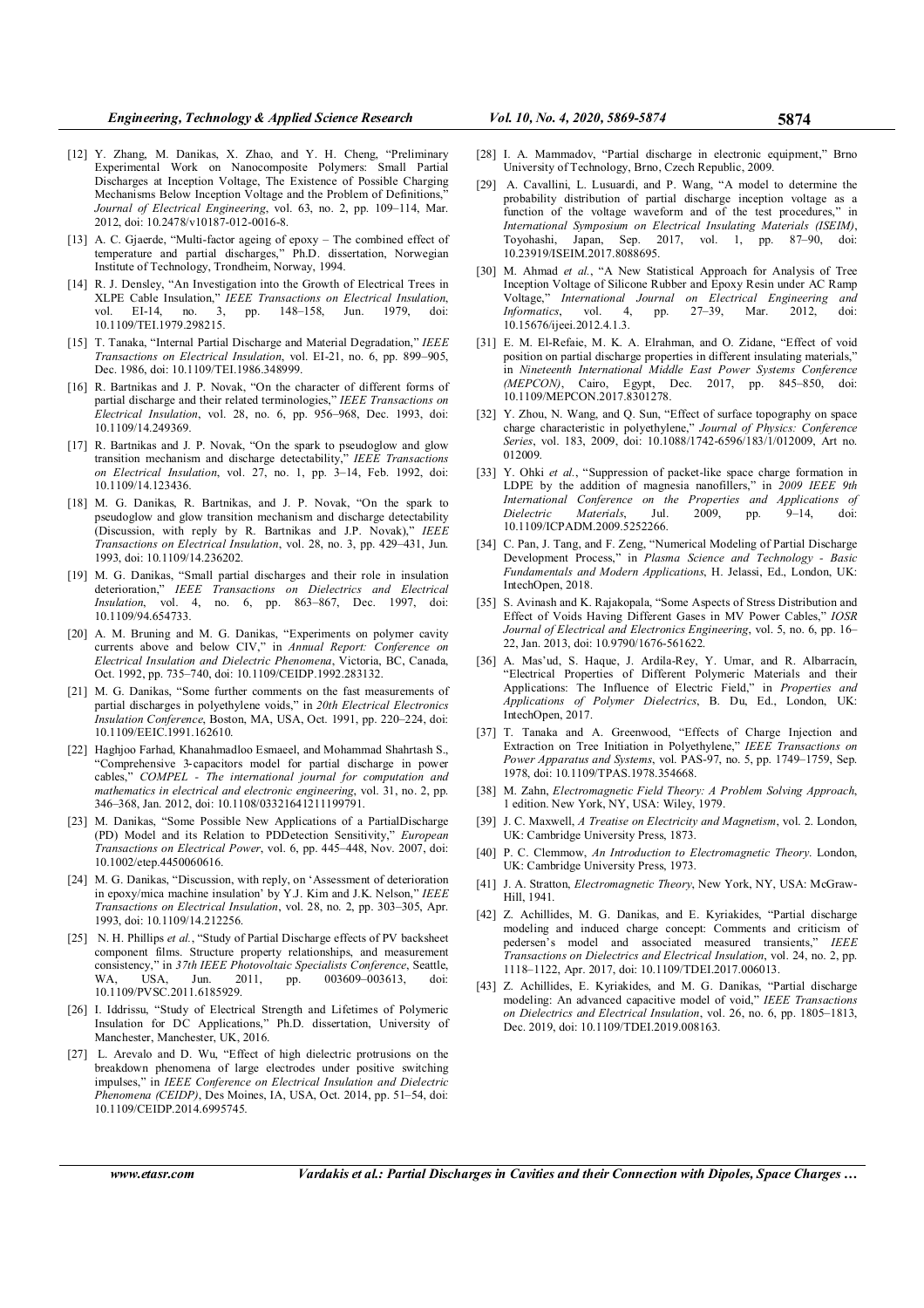[12] Y. Zhang, M. Danikas, X. Zhao, and Y. H. Cheng, "Preliminary Experimental Work on Nanocomposite Polymers: Small Partial Discharges at Inception Voltage, The Existence of Possible Charging Mechanisms Below Inception Voltage and the Problem of Definitions," *Journal of Electrical Engineering*, vol. 63, no. 2, pp. 109–114, Mar. 2012, doi: 10.2478/v10187-012-0016-8.

[13] A. C. Gjaerde, "Multi-factor ageing of epoxy – The combined effect of temperature and partial discharges," Ph.D. dissertation, Norwegian Institute of Technology, Trondheim, Norway, 1994.

[14] R. J. Densley, "An Investigation into the Growth of Electrical Trees in XLPE Cable Insulation," *IEEE Transactions on Electrical Insulation*, vol. EI-14, no. 3, pp. 148–158, Jun. 1979, doi: 10.1109/TEI.1979.298215.

[15] T. Tanaka, "Internal Partial Discharge and Material Degradation," *IEEE Transactions on Electrical Insulation*, vol. EI-21, no. 6, pp. 899–905, Dec. 1986, doi: 10.1109/TEI.1986.348999.

[16] R. Bartnikas and J. P. Novak, "On the character of different forms of partial discharge and their related terminologies," *IEEE Transactions on Electrical Insulation*, vol. 28, no. 6, pp. 956–968, Dec. 1993, doi: 10.1109/14.249369.

[17] R. Bartnikas and J. P. Novak, "On the spark to pseudoglow and glow transition mechanism and discharge detectability," *IEEE Transactions on Electrical Insulation*, vol. 27, no. 1, pp. 3–14, Feb. 1992, doi: 10.1109/14.123436.

[18] M. G. Danikas, R. Bartnikas, and J. P. Novak, "On the spark to pseudoglow and glow transition mechanism and discharge detectability (Discussion, with reply by R. Bartnikas and J.P. Novak)," *IEEE Transactions on Electrical Insulation*, vol. 28, no. 3, pp. 429–431, Jun. 1993, doi: 10.1109/14.236202.

[19] M. G. Danikas, "Small partial discharges and their role in insulation deterioration," *IEEE Transactions on Dielectrics and Electrical Insulation*, vol. 4, no. 6, pp. 863–867, Dec. 1997, doi: 10.1109/94.654733.

[20] A. M. Bruning and M. G. Danikas, "Experiments on polymer cavity currents above and below CIV," in *Annual Report: Conference on Electrical Insulation and Dielectric Phenomena*, Victoria, BC, Canada, Oct. 1992, pp. 735–740, doi: 10.1109/CEIDP.1992.283132.

[21] M. G. Danikas, "Some further comments on the fast measurements of partial discharges in polyethylene voids," in *20th Electrical Electronics Insulation Conference*, Boston, MA, USA, Oct. 1991, pp. 220–224, doi: 10.1109/EEIC.1991.162610.

[22] Haghjoo Farhad, Khanahmadloo Esmaeel, and Mohammad Shahrtash S., "Comprehensive 3-capacitors model for partial discharge in power cables," *COMPEL - The international journal for computation and mathematics in electrical and electronic engineering*, vol. 31, no. 2, pp. 346–368, Jan. 2012, doi: 10.1108/03321641211199791.

[23] M. Danikas, "Some Possible New Applications of a PartialDischarge (PD) Model and its Relation to PDDetection Sensitivity," *European Transactions on Electrical Power*, vol. 6, pp. 445–448, Nov. 2007, doi: 10.1002/etep.4450060616.

[24] M. G. Danikas, "Discussion, with reply, on 'Assessment of deterioration in epoxy/mica machine insulation' by Y.J. Kim and J.K. Nelson," *IEEE Transactions on Electrical Insulation*, vol. 28, no. 2, pp. 303–305, Apr. 1993, doi: 10.1109/14.212256.

[25] N. H. Phillips *et al.*, "Study of Partial Discharge effects of PV backsheet component films. Structure property relationships, and measurement consistency," in *37th IEEE Photovoltaic Specialists Conference*, Seattle, WA, USA, Jun. 2011, pp. 003609–003613, doi: 10.1109/PVSC.2011.6185929.

[26] I. Iddrissu, "Study of Electrical Strength and Lifetimes of Polymeric Insulation for DC Applications," Ph.D. dissertation, University of Manchester, Manchester, UK, 2016.

[27] L. Arevalo and D. Wu, "Effect of high dielectric protrusions on the breakdown phenomena of large electrodes under positive switching impulses," in *IEEE Conference on Electrical Insulation and Dielectric Phenomena (CEIDP)*, Des Moines, IA, USA, Oct. 2014, pp. 51–54, doi: 10.1109/CEIDP.2014.6995745.

[28] I. A. Mammadov, "Partial discharge in electronic equipment," Brno University of Technology, Brno, Czech Republic, 2009.

[29] A. Cavallini, L. Lusuardi, and P. Wang, "A model to determine the probability distribution of partial discharge inception voltage as a function of the voltage waveform and of the test procedures," in *International Symposium on Electrical Insulating Materials (ISEIM)*, Toyohashi, Japan, Sep. 2017, vol. 1, pp. 87–90, doi: 10.23919/ISEIM.2017.8088695.

[30] M. Ahmad *et al.*, "A New Statistical Approach for Analysis of Tree Inception Voltage of Silicone Rubber and Epoxy Resin under AC Ramp Voltage," *International Journal on Electrical Engineering and Informatics*, vol. 4, pp. 27–39, Mar. 2012, doi: 10.15676/ijeei.2012.4.1.3.

[31] E. M. El-Refaie, M. K. A. Elrahman, and O. Zidane, "Effect of void position on partial discharge properties in different insulating materials," in *Nineteenth International Middle East Power Systems Conference (MEPCON)*, Cairo, Egypt, Dec. 2017, pp. 845–850, doi: 10.1109/MEPCON.2017.8301278.

[32] Y. Zhou, N. Wang, and Q. Sun, "Effect of surface topography on space charge characteristic in polyethylene," *Journal of Physics: Conference Series*, vol. 183, 2009, doi: 10.1088/1742-6596/183/1/012009, Art no. 012009.

[33] Y. Ohki *et al.*, "Suppression of packet-like space charge formation in LDPE by the addition of magnesia nanofillers," in *2009 IEEE 9th International Conference on the Properties and Applications of Dielectric Materials*, Jul. 2009, pp. 9–14, doi: 10.1109/ICPADM.2009.5252266.

[34] C. Pan, J. Tang, and F. Zeng, "Numerical Modeling of Partial Discharge Development Process," in *Plasma Science and Technology - Basic Fundamentals and Modern Applications*, H. Jelassi, Ed., London, UK: IntechOpen, 2018.

[35] S. Avinash and K. Rajakopala, "Some Aspects of Stress Distribution and Effect of Voids Having Different Gases in MV Power Cables," *IOSR Journal of Electrical and Electronics Engineering*, vol. 5, no. 6, pp. 16–22, Jan. 2013, doi: 10.9790/1676-561622.

[36] A. Mas'ud, S. Haque, J. Ardila-Rey, Y. Umar, and R. Albarracín, "Electrical Properties of Different Polymeric Materials and their Applications: The Influence of Electric Field," in *Properties and Applications of Polymer Dielectrics*, B. Du, Ed., London, UK: IntechOpen, 2017.

[37] T. Tanaka and A. Greenwood, "Effects of Charge Injection and Extraction on Tree Initiation in Polyethylene," *IEEE Transactions on Power Apparatus and Systems*, vol. PAS-97, no. 5, pp. 1749–1759, Sep. 1978, doi: 10.1109/TPAS.1978.354668.

[38] M. Zahn, *Electromagnetic Field Theory: A Problem Solving Approach*, 1 edition. New York, NY, USA: Wiley, 1979.

[39] J. C. Maxwell, *A Treatise on Electricity and Magnetism*, vol. 2. London, UK: Cambridge University Press, 1873.

[40] P. C. Clemmow, *An Introduction to Electromagnetic Theory*. London, UK: Cambridge University Press, 1973.

[41] J. A. Stratton, *Electromagnetic Theory*, New York, NY, USA: McGraw-Hill, 1941.

[42] Z. Achillides, M. G. Danikas, and E. Kyriakides, "Partial discharge modeling and induced charge concept: Comments and criticism of pedersen's model and associated measured transients," *IEEE Transactions on Dielectrics and Electrical Insulation*, vol. 24, no. 2, pp. 1118–1122, Apr. 2017, doi: 10.1109/TDEI.2017.006013.

[43] Z. Achillides, E. Kyriakides, and M. G. Danikas, "Partial discharge modeling: An advanced capacitive model of void," *IEEE Transactions on Dielectrics and Electrical Insulation*, vol. 26, no. 6, pp. 1805–1813, Dec. 2019, doi: 10.1109/TDEI.2019.008163.